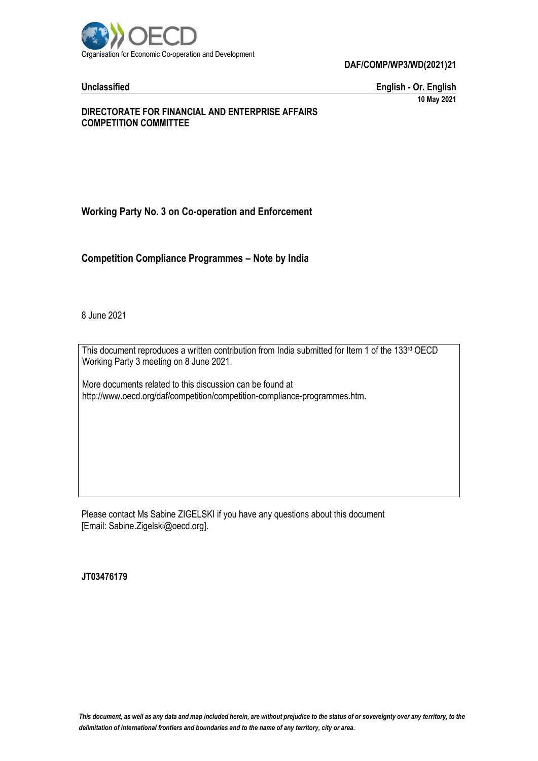Organisation for Economic Co-operation and Development

**DAF/COMP/WP3/WD(2021)21**

**Unclassified** **English - Or. English**

**10 May 2021**

**DIRECTORATE FOR FINANCIAL AND ENTERPRISE AFFAIRS**
**COMPETITION COMMITTEE**

## Working Party No. 3 on Co-operation and Enforcement

## Competition Compliance Programmes – Note by India

8 June 2021

This document reproduces a written contribution from India submitted for Item 1 of the 133rd OECD Working Party 3 meeting on 8 June 2021.

More documents related to this discussion can be found at http://www.oecd.org/daf/competition/competition-compliance-programmes.htm.

Please contact Ms Sabine ZIGELSKI if you have any questions about this document [Email: Sabine.Zigelski@oecd.org].

**JT03476179**

*This document, as well as any data and map included herein, are without prejudice to the status of or sovereignty over any territory, to the delimitation of international frontiers and boundaries and to the name of any territory, city or area.*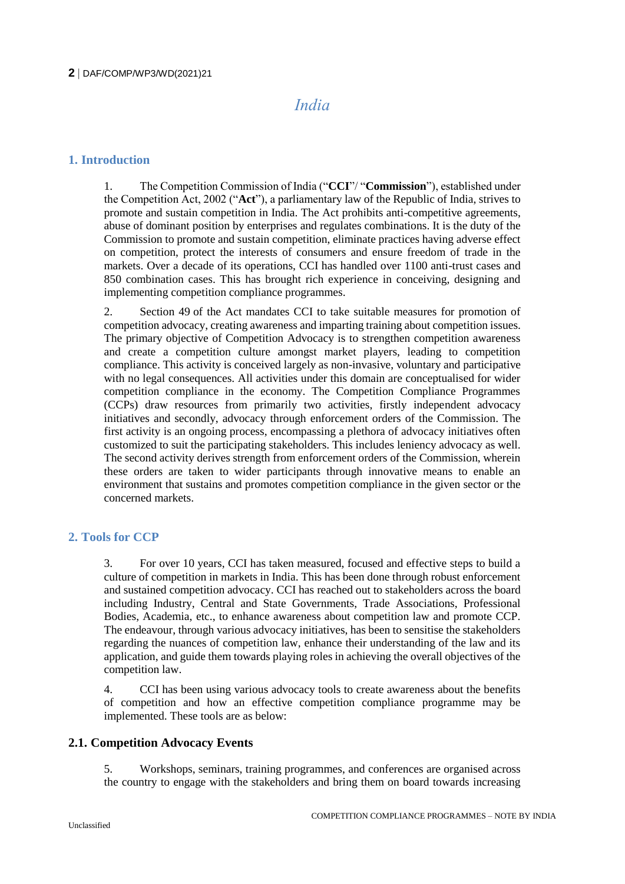# India

## 1. Introduction

1. The Competition Commission of India ("**CCI**"/ "**Commission**"), established under the Competition Act, 2002 ("**Act**"), a parliamentary law of the Republic of India, strives to promote and sustain competition in India. The Act prohibits anti-competitive agreements, abuse of dominant position by enterprises and regulates combinations. It is the duty of the Commission to promote and sustain competition, eliminate practices having adverse effect on competition, protect the interests of consumers and ensure freedom of trade in the markets. Over a decade of its operations, CCI has handled over 1100 anti-trust cases and 850 combination cases. This has brought rich experience in conceiving, designing and implementing competition compliance programmes.

2. Section 49 of the Act mandates CCI to take suitable measures for promotion of competition advocacy, creating awareness and imparting training about competition issues. The primary objective of Competition Advocacy is to strengthen competition awareness and create a competition culture amongst market players, leading to competition compliance. This activity is conceived largely as non-invasive, voluntary and participative with no legal consequences. All activities under this domain are conceptualised for wider competition compliance in the economy. The Competition Compliance Programmes (CCPs) draw resources from primarily two activities, firstly independent advocacy initiatives and secondly, advocacy through enforcement orders of the Commission. The first activity is an ongoing process, encompassing a plethora of advocacy initiatives often customized to suit the participating stakeholders. This includes leniency advocacy as well. The second activity derives strength from enforcement orders of the Commission, wherein these orders are taken to wider participants through innovative means to enable an environment that sustains and promotes competition compliance in the given sector or the concerned markets.

## 2. Tools for CCP

3. For over 10 years, CCI has taken measured, focused and effective steps to build a culture of competition in markets in India. This has been done through robust enforcement and sustained competition advocacy. CCI has reached out to stakeholders across the board including Industry, Central and State Governments, Trade Associations, Professional Bodies, Academia, etc., to enhance awareness about competition law and promote CCP. The endeavour, through various advocacy initiatives, has been to sensitise the stakeholders regarding the nuances of competition law, enhance their understanding of the law and its application, and guide them towards playing roles in achieving the overall objectives of the competition law.

4. CCI has been using various advocacy tools to create awareness about the benefits of competition and how an effective competition compliance programme may be implemented. These tools are as below:

### 2.1. Competition Advocacy Events

5. Workshops, seminars, training programmes, and conferences are organised across the country to engage with the stakeholders and bring them on board towards increasing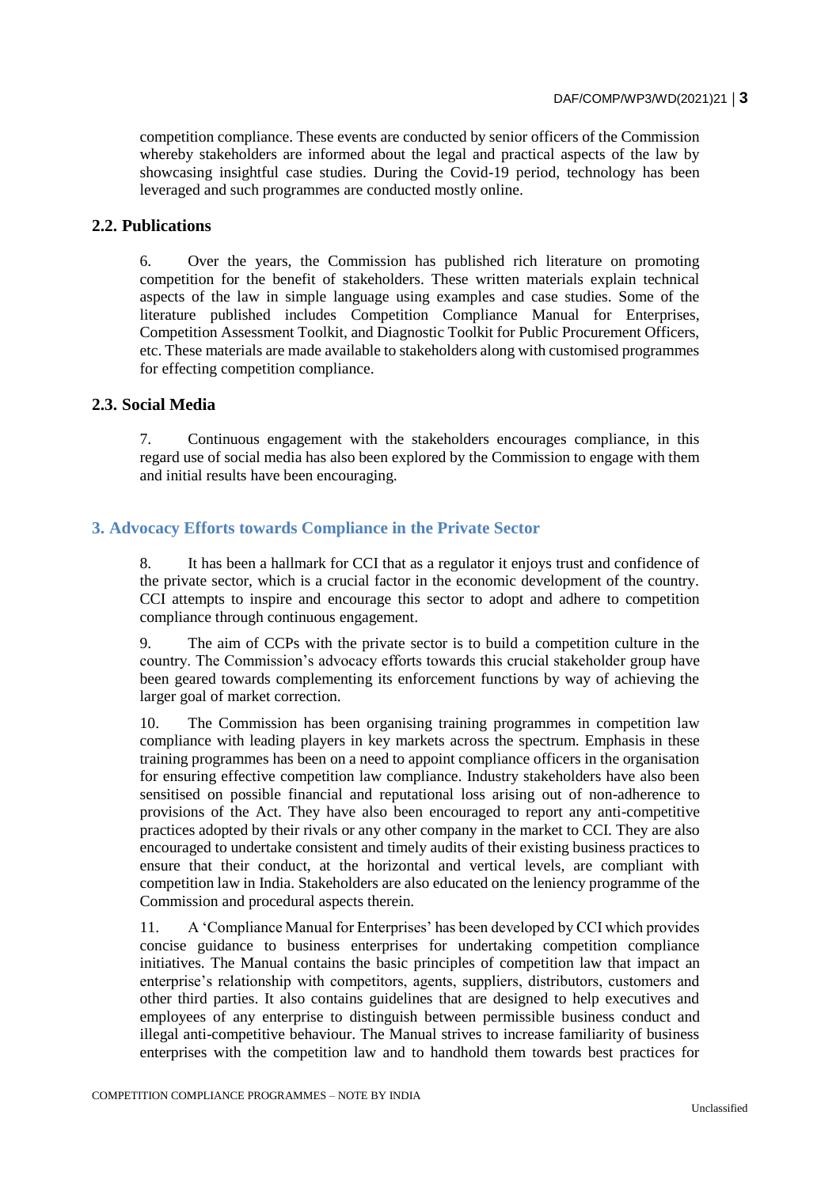competition compliance. These events are conducted by senior officers of the Commission whereby stakeholders are informed about the legal and practical aspects of the law by showcasing insightful case studies. During the Covid-19 period, technology has been leveraged and such programmes are conducted mostly online.

### 2.2. Publications

6. Over the years, the Commission has published rich literature on promoting competition for the benefit of stakeholders. These written materials explain technical aspects of the law in simple language using examples and case studies. Some of the literature published includes Competition Compliance Manual for Enterprises, Competition Assessment Toolkit, and Diagnostic Toolkit for Public Procurement Officers, etc. These materials are made available to stakeholders along with customised programmes for effecting competition compliance.

### 2.3. Social Media

7. Continuous engagement with the stakeholders encourages compliance, in this regard use of social media has also been explored by the Commission to engage with them and initial results have been encouraging.

## 3. Advocacy Efforts towards Compliance in the Private Sector

8. It has been a hallmark for CCI that as a regulator it enjoys trust and confidence of the private sector, which is a crucial factor in the economic development of the country. CCI attempts to inspire and encourage this sector to adopt and adhere to competition compliance through continuous engagement.

9. The aim of CCPs with the private sector is to build a competition culture in the country. The Commission's advocacy efforts towards this crucial stakeholder group have been geared towards complementing its enforcement functions by way of achieving the larger goal of market correction.

10. The Commission has been organising training programmes in competition law compliance with leading players in key markets across the spectrum. Emphasis in these training programmes has been on a need to appoint compliance officers in the organisation for ensuring effective competition law compliance. Industry stakeholders have also been sensitised on possible financial and reputational loss arising out of non-adherence to provisions of the Act. They have also been encouraged to report any anti-competitive practices adopted by their rivals or any other company in the market to CCI. They are also encouraged to undertake consistent and timely audits of their existing business practices to ensure that their conduct, at the horizontal and vertical levels, are compliant with competition law in India. Stakeholders are also educated on the leniency programme of the Commission and procedural aspects therein.

11. A 'Compliance Manual for Enterprises' has been developed by CCI which provides concise guidance to business enterprises for undertaking competition compliance initiatives. The Manual contains the basic principles of competition law that impact an enterprise's relationship with competitors, agents, suppliers, distributors, customers and other third parties. It also contains guidelines that are designed to help executives and employees of any enterprise to distinguish between permissible business conduct and illegal anti-competitive behaviour. The Manual strives to increase familiarity of business enterprises with the competition law and to handhold them towards best practices for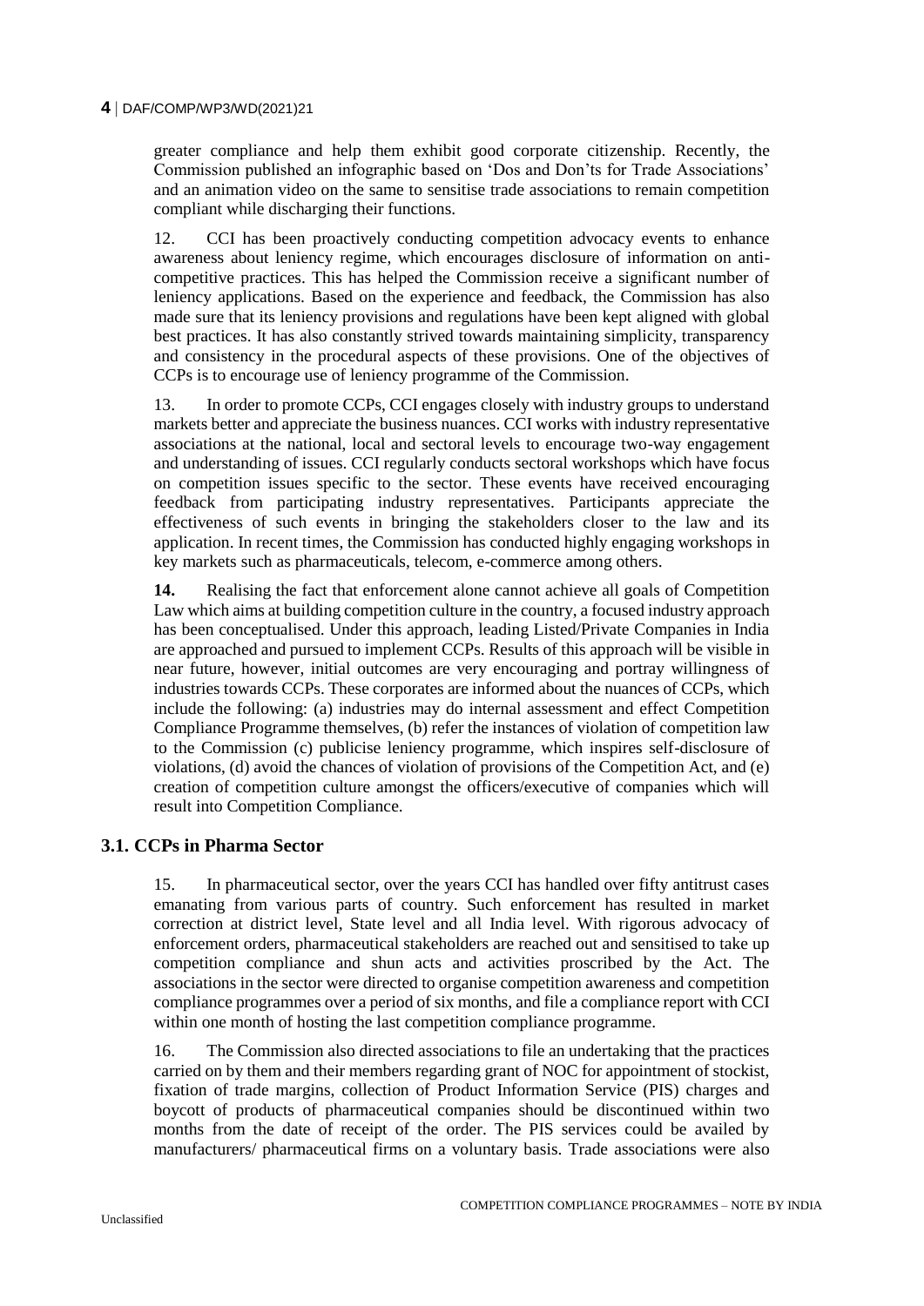greater compliance and help them exhibit good corporate citizenship. Recently, the Commission published an infographic based on 'Dos and Don'ts for Trade Associations' and an animation video on the same to sensitise trade associations to remain competition compliant while discharging their functions.

12. CCI has been proactively conducting competition advocacy events to enhance awareness about leniency regime, which encourages disclosure of information on anti-competitive practices. This has helped the Commission receive a significant number of leniency applications. Based on the experience and feedback, the Commission has also made sure that its leniency provisions and regulations have been kept aligned with global best practices. It has also constantly strived towards maintaining simplicity, transparency and consistency in the procedural aspects of these provisions. One of the objectives of CCPs is to encourage use of leniency programme of the Commission.

13. In order to promote CCPs, CCI engages closely with industry groups to understand markets better and appreciate the business nuances. CCI works with industry representative associations at the national, local and sectoral levels to encourage two-way engagement and understanding of issues. CCI regularly conducts sectoral workshops which have focus on competition issues specific to the sector. These events have received encouraging feedback from participating industry representatives. Participants appreciate the effectiveness of such events in bringing the stakeholders closer to the law and its application. In recent times, the Commission has conducted highly engaging workshops in key markets such as pharmaceuticals, telecom, e-commerce among others.

**14.** Realising the fact that enforcement alone cannot achieve all goals of Competition Law which aims at building competition culture in the country, a focused industry approach has been conceptualised. Under this approach, leading Listed/Private Companies in India are approached and pursued to implement CCPs. Results of this approach will be visible in near future, however, initial outcomes are very encouraging and portray willingness of industries towards CCPs. These corporates are informed about the nuances of CCPs, which include the following: (a) industries may do internal assessment and effect Competition Compliance Programme themselves, (b) refer the instances of violation of competition law to the Commission (c) publicise leniency programme, which inspires self-disclosure of violations, (d) avoid the chances of violation of provisions of the Competition Act, and (e) creation of competition culture amongst the officers/executive of companies which will result into Competition Compliance.

## 3.1. CCPs in Pharma Sector

15. In pharmaceutical sector, over the years CCI has handled over fifty antitrust cases emanating from various parts of country. Such enforcement has resulted in market correction at district level, State level and all India level. With rigorous advocacy of enforcement orders, pharmaceutical stakeholders are reached out and sensitised to take up competition compliance and shun acts and activities proscribed by the Act. The associations in the sector were directed to organise competition awareness and competition compliance programmes over a period of six months, and file a compliance report with CCI within one month of hosting the last competition compliance programme.

16. The Commission also directed associations to file an undertaking that the practices carried on by them and their members regarding grant of NOC for appointment of stockist, fixation of trade margins, collection of Product Information Service (PIS) charges and boycott of products of pharmaceutical companies should be discontinued within two months from the date of receipt of the order. The PIS services could be availed by manufacturers/ pharmaceutical firms on a voluntary basis. Trade associations were also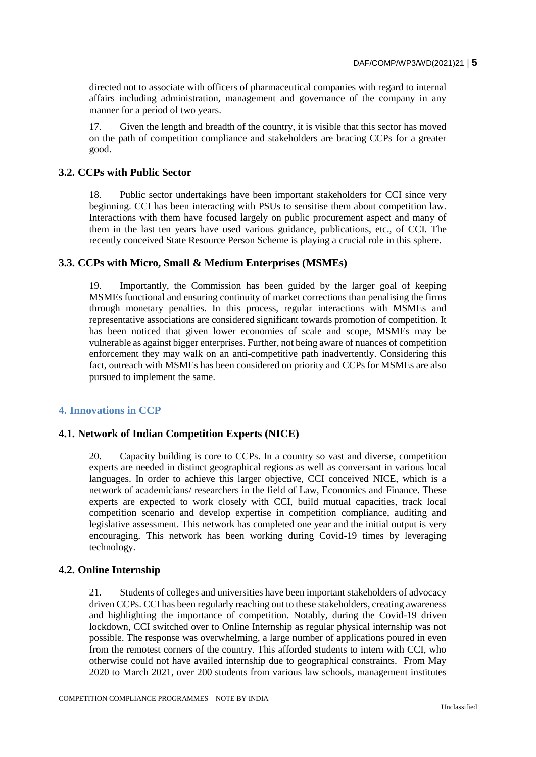directed not to associate with officers of pharmaceutical companies with regard to internal affairs including administration, management and governance of the company in any manner for a period of two years.

17. Given the length and breadth of the country, it is visible that this sector has moved on the path of competition compliance and stakeholders are bracing CCPs for a greater good.

### 3.2. CCPs with Public Sector

18. Public sector undertakings have been important stakeholders for CCI since very beginning. CCI has been interacting with PSUs to sensitise them about competition law. Interactions with them have focused largely on public procurement aspect and many of them in the last ten years have used various guidance, publications, etc., of CCI. The recently conceived State Resource Person Scheme is playing a crucial role in this sphere.

### 3.3. CCPs with Micro, Small & Medium Enterprises (MSMEs)

19. Importantly, the Commission has been guided by the larger goal of keeping MSMEs functional and ensuring continuity of market corrections than penalising the firms through monetary penalties. In this process, regular interactions with MSMEs and representative associations are considered significant towards promotion of competition. It has been noticed that given lower economies of scale and scope, MSMEs may be vulnerable as against bigger enterprises. Further, not being aware of nuances of competition enforcement they may walk on an anti-competitive path inadvertently. Considering this fact, outreach with MSMEs has been considered on priority and CCPs for MSMEs are also pursued to implement the same.

## 4. Innovations in CCP

### 4.1. Network of Indian Competition Experts (NICE)

20. Capacity building is core to CCPs. In a country so vast and diverse, competition experts are needed in distinct geographical regions as well as conversant in various local languages. In order to achieve this larger objective, CCI conceived NICE, which is a network of academicians/ researchers in the field of Law, Economics and Finance. These experts are expected to work closely with CCI, build mutual capacities, track local competition scenario and develop expertise in competition compliance, auditing and legislative assessment. This network has completed one year and the initial output is very encouraging. This network has been working during Covid-19 times by leveraging technology.

### 4.2. Online Internship

21. Students of colleges and universities have been important stakeholders of advocacy driven CCPs. CCI has been regularly reaching out to these stakeholders, creating awareness and highlighting the importance of competition. Notably, during the Covid-19 driven lockdown, CCI switched over to Online Internship as regular physical internship was not possible. The response was overwhelming, a large number of applications poured in even from the remotest corners of the country. This afforded students to intern with CCI, who otherwise could not have availed internship due to geographical constraints. From May 2020 to March 2021, over 200 students from various law schools, management institutes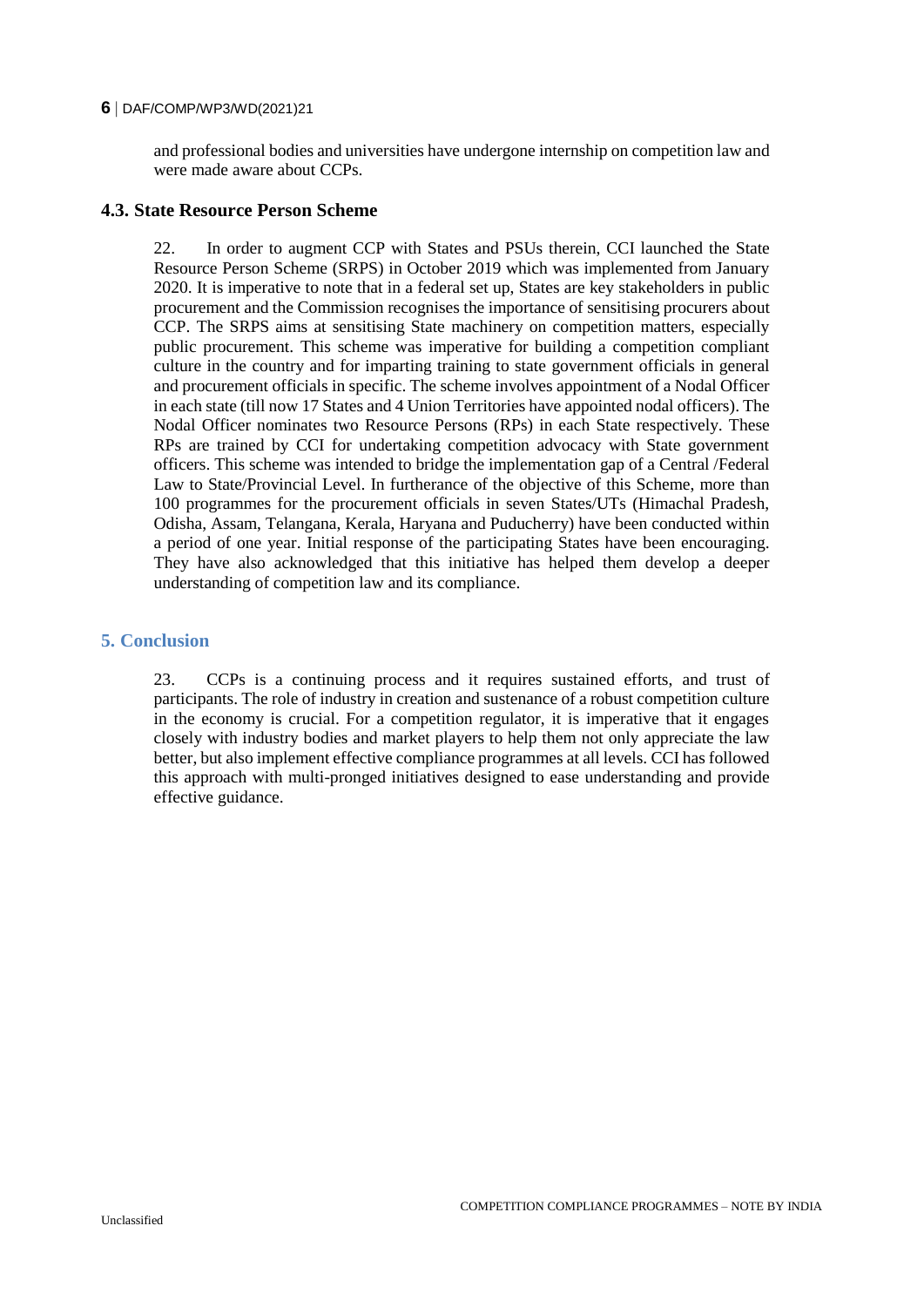and professional bodies and universities have undergone internship on competition law and were made aware about CCPs.

### 4.3. State Resource Person Scheme

22. In order to augment CCP with States and PSUs therein, CCI launched the State Resource Person Scheme (SRPS) in October 2019 which was implemented from January 2020. It is imperative to note that in a federal set up, States are key stakeholders in public procurement and the Commission recognises the importance of sensitising procurers about CCP. The SRPS aims at sensitising State machinery on competition matters, especially public procurement. This scheme was imperative for building a competition compliant culture in the country and for imparting training to state government officials in general and procurement officials in specific. The scheme involves appointment of a Nodal Officer in each state (till now 17 States and 4 Union Territories have appointed nodal officers). The Nodal Officer nominates two Resource Persons (RPs) in each State respectively. These RPs are trained by CCI for undertaking competition advocacy with State government officers. This scheme was intended to bridge the implementation gap of a Central /Federal Law to State/Provincial Level. In furtherance of the objective of this Scheme, more than 100 programmes for the procurement officials in seven States/UTs (Himachal Pradesh, Odisha, Assam, Telangana, Kerala, Haryana and Puducherry) have been conducted within a period of one year. Initial response of the participating States have been encouraging. They have also acknowledged that this initiative has helped them develop a deeper understanding of competition law and its compliance.

## 5. Conclusion

23. CCPs is a continuing process and it requires sustained efforts, and trust of participants. The role of industry in creation and sustenance of a robust competition culture in the economy is crucial. For a competition regulator, it is imperative that it engages closely with industry bodies and market players to help them not only appreciate the law better, but also implement effective compliance programmes at all levels. CCI has followed this approach with multi-pronged initiatives designed to ease understanding and provide effective guidance.